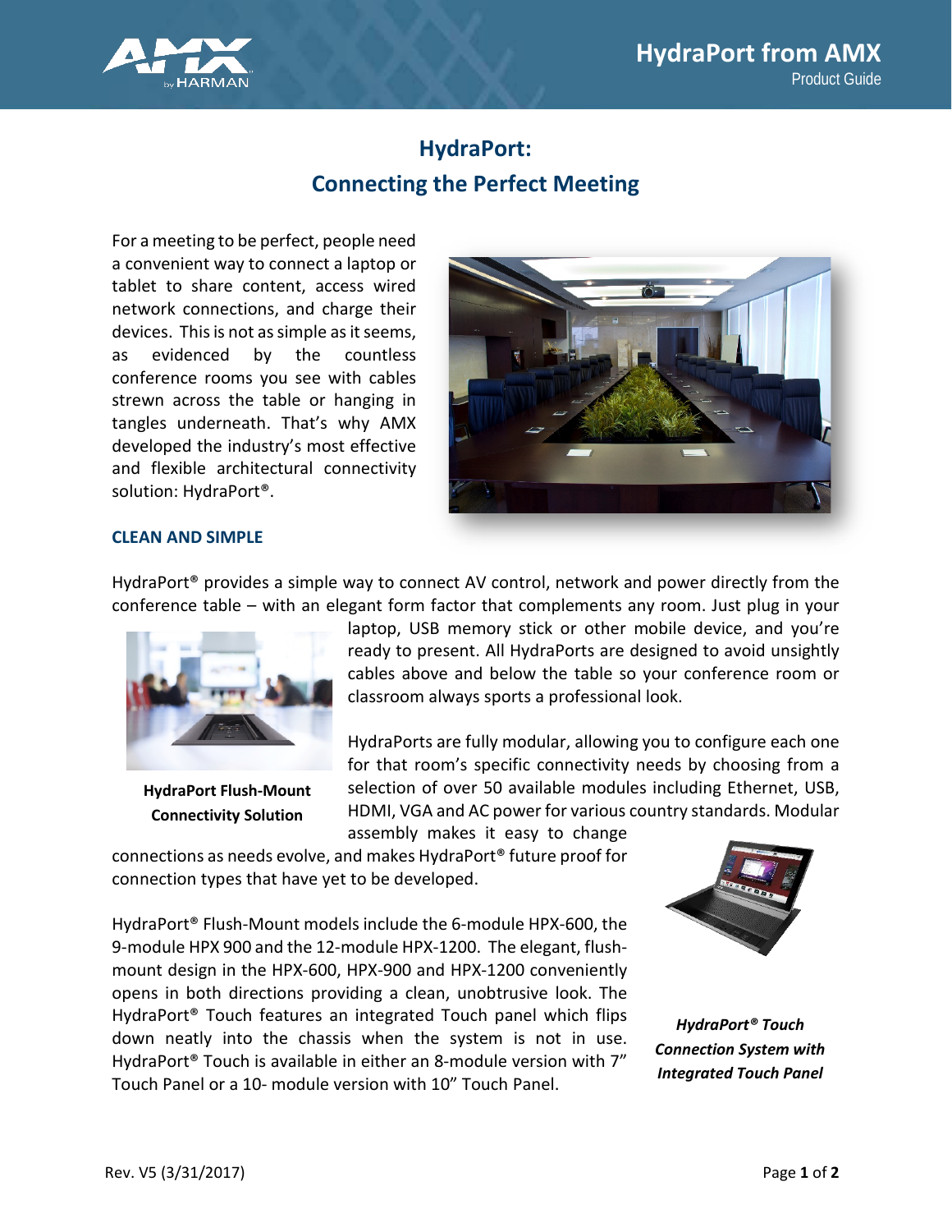# HydraPort: Connecting the Perfect Meeting

For a meeting to be perfect, people need a convenient way to connect a laptop or tablet to share content, access wired network connections, and charge their devices. This is not as simple as it seems, as evidenced by the countless conference rooms you see with cables strewn across the table or hanging in tangles underneath. That's why AMX developed the industry's most effective and flexible architectural connectivity solution: HydraPort®.

## CLEAN AND SIMPLE

HydraPort® provides a simple way to connect AV control, network and power directly from the conference table – with an elegant form factor that complements any room. Just plug in your laptop, USB memory stick or other mobile device, and you're ready to present. All HydraPorts are designed to avoid unsightly cables above and below the table so your conference room or classroom always sports a professional look.

**HydraPort Flush-Mount Connectivity Solution**

HydraPorts are fully modular, allowing you to configure each one for that room's specific connectivity needs by choosing from a selection of over 50 available modules including Ethernet, USB, HDMI, VGA and AC power for various country standards. Modular assembly makes it easy to change connections as needs evolve, and makes HydraPort® future proof for connection types that have yet to be developed.

HydraPort® Flush-Mount models include the 6-module HPX-600, the 9-module HPX 900 and the 12-module HPX-1200. The elegant, flush-mount design in the HPX-600, HPX-900 and HPX-1200 conveniently opens in both directions providing a clean, unobtrusive look. The HydraPort® Touch features an integrated Touch panel which flips down neatly into the chassis when the system is not in use. HydraPort® Touch is available in either an 8-module version with 7" Touch Panel or a 10- module version with 10" Touch Panel.

***HydraPort® Touch Connection System with Integrated Touch Panel***

Rev. V5 (3/31/2017)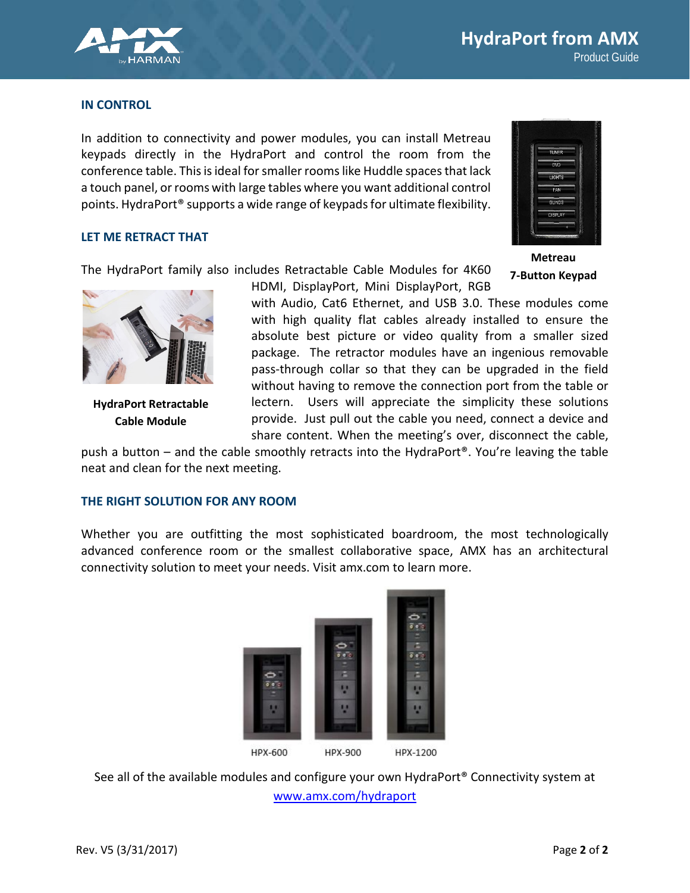## IN CONTROL

In addition to connectivity and power modules, you can install Metreau keypads directly in the HydraPort and control the room from the conference table. This is ideal for smaller rooms like Huddle spaces that lack a touch panel, or rooms with large tables where you want additional control points. HydraPort® supports a wide range of keypads for ultimate flexibility.

**Metreau 7-Button Keypad**

## LET ME RETRACT THAT

The HydraPort family also includes Retractable Cable Modules for 4K60 HDMI, DisplayPort, Mini DisplayPort, RGB with Audio, Cat6 Ethernet, and USB 3.0. These modules come with high quality flat cables already installed to ensure the absolute best picture or video quality from a smaller sized package. The retractor modules have an ingenious removable pass-through collar so that they can be upgraded in the field without having to remove the connection port from the table or lectern. Users will appreciate the simplicity these solutions provide. Just pull out the cable you need, connect a device and share content. When the meeting's over, disconnect the cable, push a button – and the cable smoothly retracts into the HydraPort®. You're leaving the table neat and clean for the next meeting.

**HydraPort Retractable Cable Module**

## THE RIGHT SOLUTION FOR ANY ROOM

Whether you are outfitting the most sophisticated boardroom, the most technologically advanced conference room or the smallest collaborative space, AMX has an architectural connectivity solution to meet your needs. Visit amx.com to learn more.

HPX-600 HPX-900 HPX-1200

See all of the available modules and configure your own HydraPort® Connectivity system at [www.amx.com/hydraport](www.amx.com/hydraport)

Rev. V5 (3/31/2017)